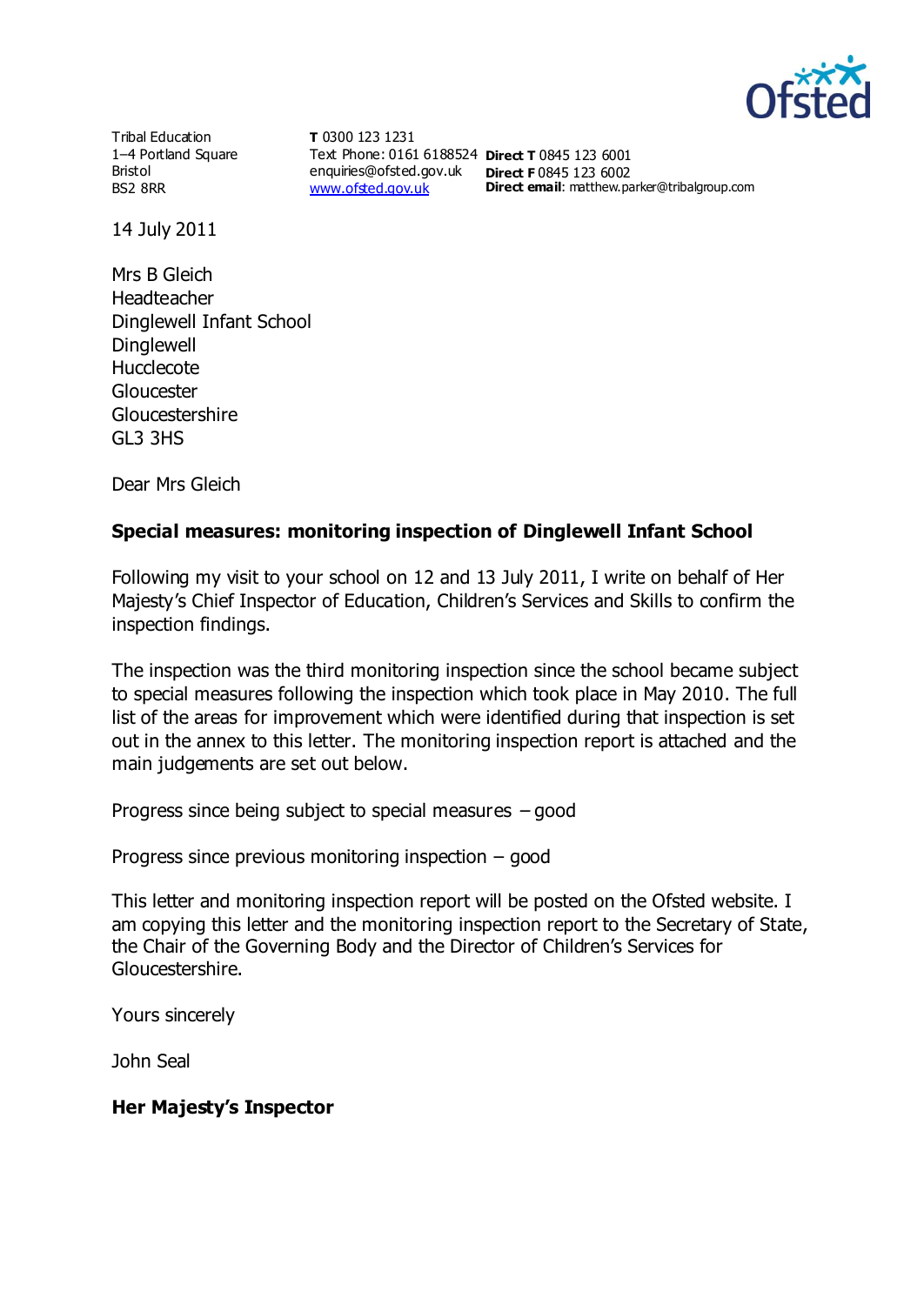Tribal Education
1–4 Portland Square
Bristol
BS2 8RR

**T** 0300 123 1231
Text Phone: 0161 6188524
enquiries@ofsted.gov.uk
www.ofsted.gov.uk

**Direct T** 0845 123 6001
**Direct F** 0845 123 6002
**Direct email**: matthew.parker@tribalgroup.com

14 July 2011

Mrs B Gleich
Headteacher
Dinglewell Infant School
Dinglewell
Hucclecote
Gloucester
Gloucestershire
GL3 3HS

Dear Mrs Gleich

**Special measures: monitoring inspection of Dinglewell Infant School**

Following my visit to your school on 12 and 13 July 2011, I write on behalf of Her Majesty's Chief Inspector of Education, Children's Services and Skills to confirm the inspection findings.

The inspection was the third monitoring inspection since the school became subject to special measures following the inspection which took place in May 2010. The full list of the areas for improvement which were identified during that inspection is set out in the annex to this letter. The monitoring inspection report is attached and the main judgements are set out below.

Progress since being subject to special measures – good

Progress since previous monitoring inspection – good

This letter and monitoring inspection report will be posted on the Ofsted website. I am copying this letter and the monitoring inspection report to the Secretary of State, the Chair of the Governing Body and the Director of Children's Services for Gloucestershire.

Yours sincerely

John Seal

**Her Majesty's Inspector**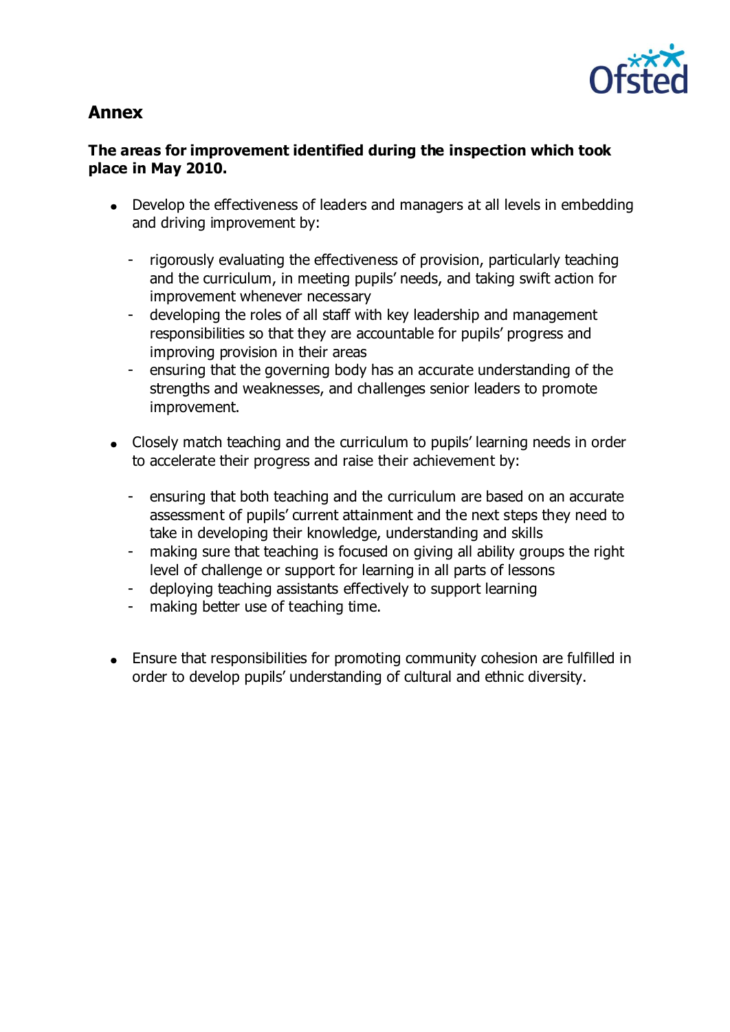## Annex

**The areas for improvement identified during the inspection which took place in May 2010.**

- Develop the effectiveness of leaders and managers at all levels in embedding and driving improvement by:
  - rigorously evaluating the effectiveness of provision, particularly teaching and the curriculum, in meeting pupils' needs, and taking swift action for improvement whenever necessary
  - developing the roles of all staff with key leadership and management responsibilities so that they are accountable for pupils' progress and improving provision in their areas
  - ensuring that the governing body has an accurate understanding of the strengths and weaknesses, and challenges senior leaders to promote improvement.

- Closely match teaching and the curriculum to pupils' learning needs in order to accelerate their progress and raise their achievement by:
  - ensuring that both teaching and the curriculum are based on an accurate assessment of pupils' current attainment and the next steps they need to take in developing their knowledge, understanding and skills
  - making sure that teaching is focused on giving all ability groups the right level of challenge or support for learning in all parts of lessons
  - deploying teaching assistants effectively to support learning
  - making better use of teaching time.

- Ensure that responsibilities for promoting community cohesion are fulfilled in order to develop pupils' understanding of cultural and ethnic diversity.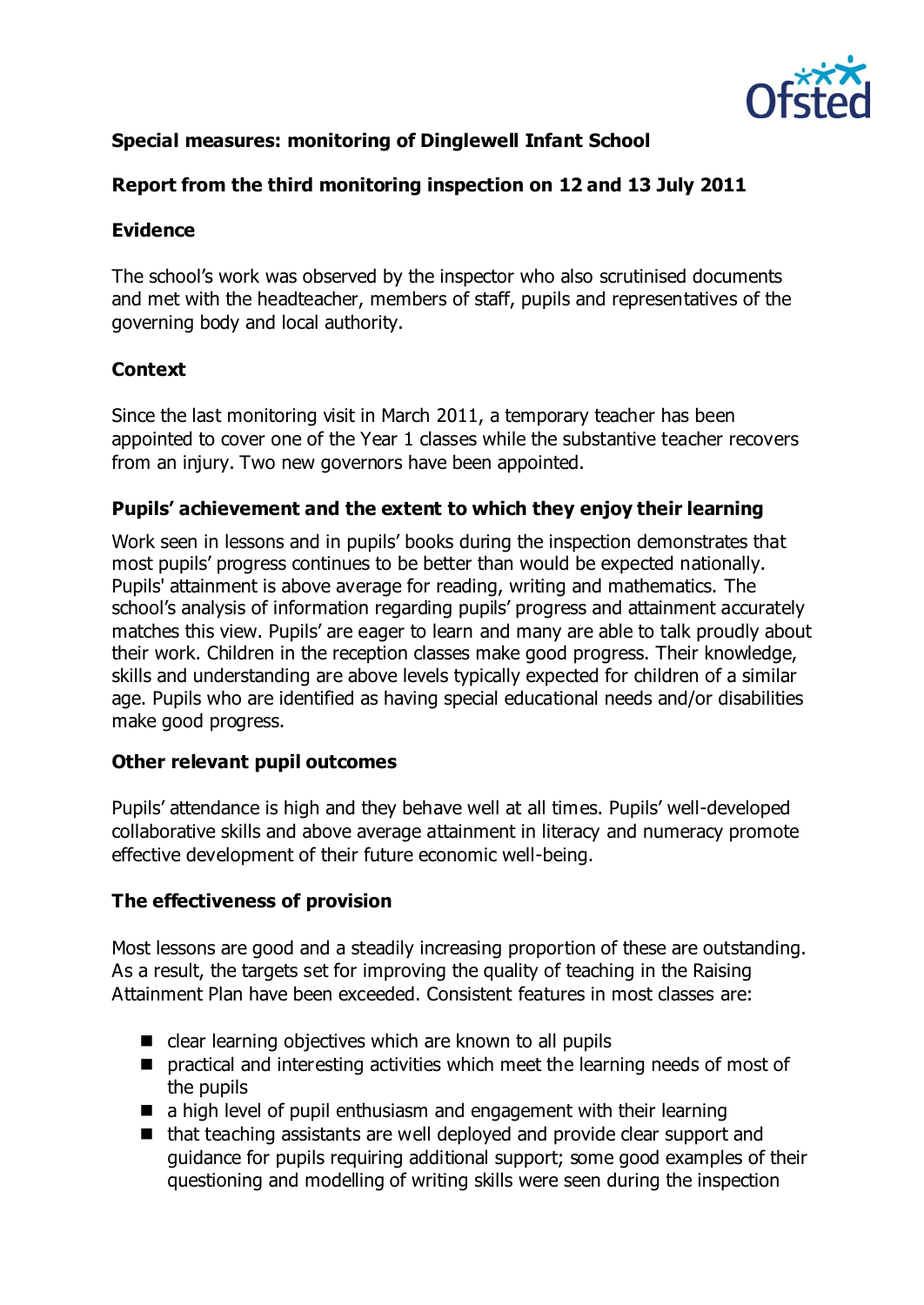**Special measures: monitoring of Dinglewell Infant School**

**Report from the third monitoring inspection on 12 and 13 July 2011**

## Evidence

The school's work was observed by the inspector who also scrutinised documents and met with the headteacher, members of staff, pupils and representatives of the governing body and local authority.

## Context

Since the last monitoring visit in March 2011, a temporary teacher has been appointed to cover one of the Year 1 classes while the substantive teacher recovers from an injury. Two new governors have been appointed.

## Pupils' achievement and the extent to which they enjoy their learning

Work seen in lessons and in pupils' books during the inspection demonstrates that most pupils' progress continues to be better than would be expected nationally. Pupils' attainment is above average for reading, writing and mathematics. The school's analysis of information regarding pupils' progress and attainment accurately matches this view. Pupils' are eager to learn and many are able to talk proudly about their work. Children in the reception classes make good progress. Their knowledge, skills and understanding are above levels typically expected for children of a similar age. Pupils who are identified as having special educational needs and/or disabilities make good progress.

## Other relevant pupil outcomes

Pupils' attendance is high and they behave well at all times. Pupils' well-developed collaborative skills and above average attainment in literacy and numeracy promote effective development of their future economic well-being.

## The effectiveness of provision

Most lessons are good and a steadily increasing proportion of these are outstanding. As a result, the targets set for improving the quality of teaching in the Raising Attainment Plan have been exceeded. Consistent features in most classes are:

- clear learning objectives which are known to all pupils
- practical and interesting activities which meet the learning needs of most of the pupils
- a high level of pupil enthusiasm and engagement with their learning
- that teaching assistants are well deployed and provide clear support and guidance for pupils requiring additional support; some good examples of their questioning and modelling of writing skills were seen during the inspection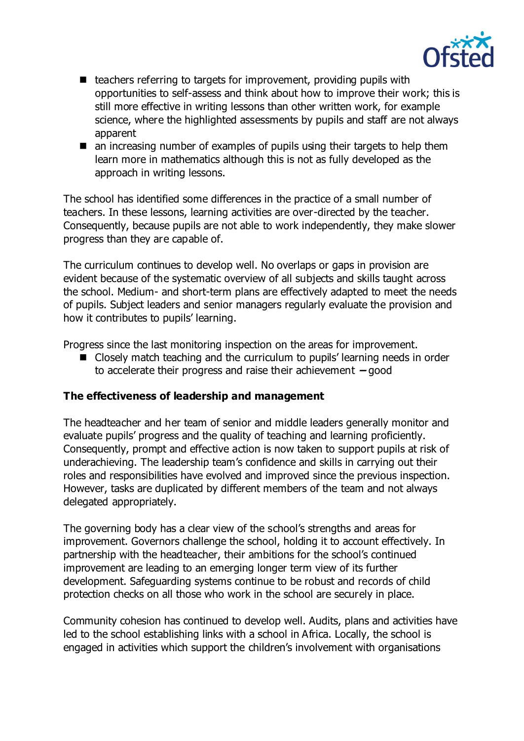- teachers referring to targets for improvement, providing pupils with opportunities to self-assess and think about how to improve their work; this is still more effective in writing lessons than other written work, for example science, where the highlighted assessments by pupils and staff are not always apparent
- an increasing number of examples of pupils using their targets to help them learn more in mathematics although this is not as fully developed as the approach in writing lessons.

The school has identified some differences in the practice of a small number of teachers. In these lessons, learning activities are over-directed by the teacher. Consequently, because pupils are not able to work independently, they make slower progress than they are capable of.

The curriculum continues to develop well. No overlaps or gaps in provision are evident because of the systematic overview of all subjects and skills taught across the school. Medium- and short-term plans are effectively adapted to meet the needs of pupils. Subject leaders and senior managers regularly evaluate the provision and how it contributes to pupils' learning.

Progress since the last monitoring inspection on the areas for improvement.

- Closely match teaching and the curriculum to pupils' learning needs in order to accelerate their progress and raise their achievement – good

**The effectiveness of leadership and management**

The headteacher and her team of senior and middle leaders generally monitor and evaluate pupils' progress and the quality of teaching and learning proficiently. Consequently, prompt and effective action is now taken to support pupils at risk of underachieving. The leadership team's confidence and skills in carrying out their roles and responsibilities have evolved and improved since the previous inspection. However, tasks are duplicated by different members of the team and not always delegated appropriately.

The governing body has a clear view of the school's strengths and areas for improvement. Governors challenge the school, holding it to account effectively. In partnership with the headteacher, their ambitions for the school's continued improvement are leading to an emerging longer term view of its further development. Safeguarding systems continue to be robust and records of child protection checks on all those who work in the school are securely in place.

Community cohesion has continued to develop well. Audits, plans and activities have led to the school establishing links with a school in Africa. Locally, the school is engaged in activities which support the children's involvement with organisations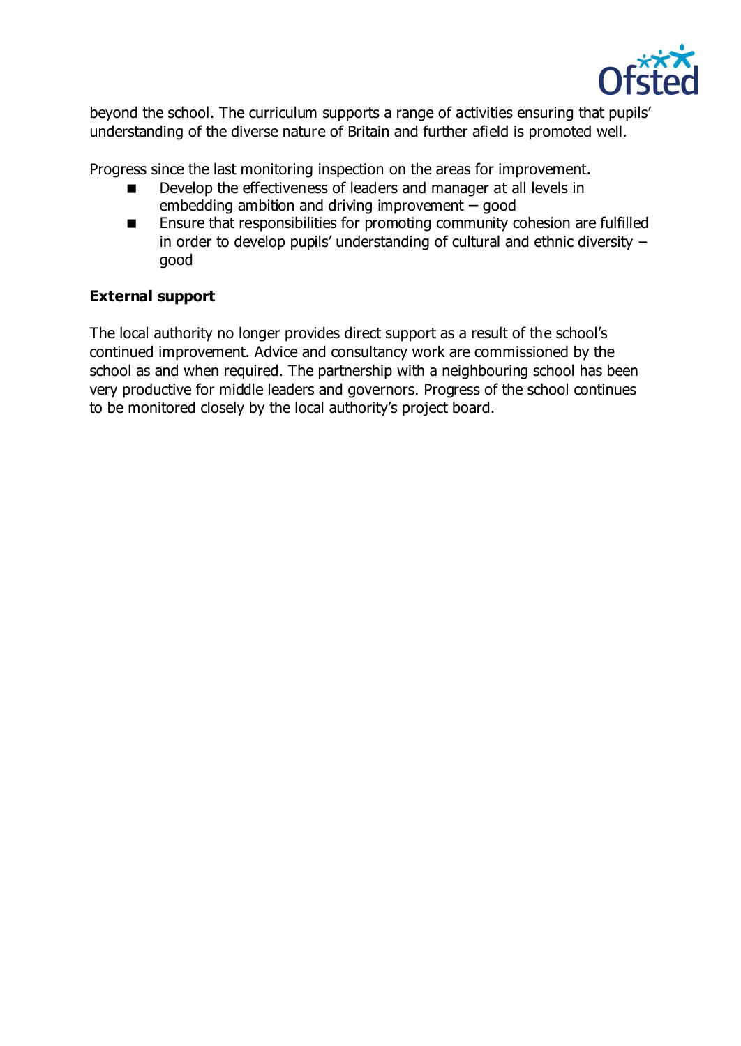beyond the school. The curriculum supports a range of activities ensuring that pupils' understanding of the diverse nature of Britain and further afield is promoted well.

Progress since the last monitoring inspection on the areas for improvement.

- Develop the effectiveness of leaders and manager at all levels in embedding ambition and driving improvement – good
- Ensure that responsibilities for promoting community cohesion are fulfilled in order to develop pupils' understanding of cultural and ethnic diversity – good

**External support**

The local authority no longer provides direct support as a result of the school's continued improvement. Advice and consultancy work are commissioned by the school as and when required. The partnership with a neighbouring school has been very productive for middle leaders and governors. Progress of the school continues to be monitored closely by the local authority's project board.